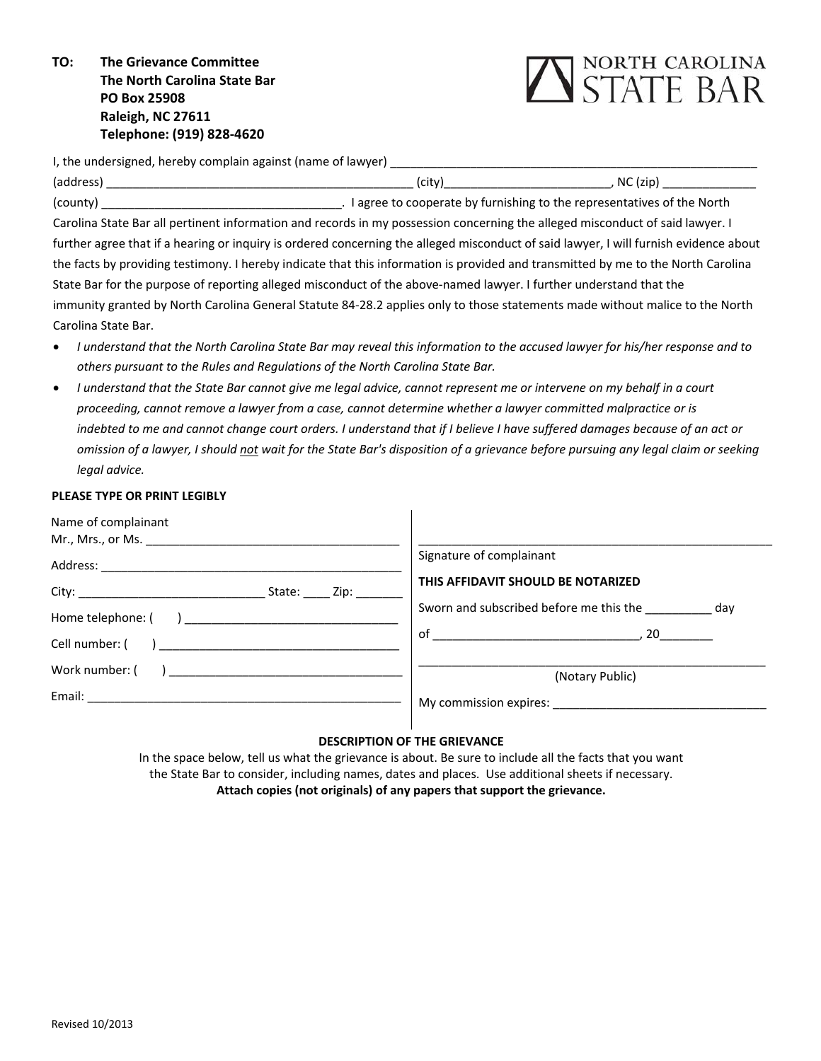**TO: The Grievance Committee**
**The North Carolina State Bar**
**PO Box 25908**
**Raleigh, NC 27611**
**Telephone: (919) 828-4620**

NORTH CAROLINA STATE BAR

I, the undersigned, hereby complain against (name of lawyer) _______________________________________________________
(address) _____________________________________________ (city)________________________, NC (zip) _____________
(county) ___________________________________. I agree to cooperate by furnishing to the representatives of the North Carolina State Bar all pertinent information and records in my possession concerning the alleged misconduct of said lawyer. I further agree that if a hearing or inquiry is ordered concerning the alleged misconduct of said lawyer, I will furnish evidence about the facts by providing testimony. I hereby indicate that this information is provided and transmitted by me to the North Carolina State Bar for the purpose of reporting alleged misconduct of the above-named lawyer. I further understand that the immunity granted by North Carolina General Statute 84-28.2 applies only to those statements made without malice to the North Carolina State Bar.

- *I understand that the North Carolina State Bar may reveal this information to the accused lawyer for his/her response and to others pursuant to the Rules and Regulations of the North Carolina State Bar.*
- *I understand that the State Bar cannot give me legal advice, cannot represent me or intervene on my behalf in a court proceeding, cannot remove a lawyer from a case, cannot determine whether a lawyer committed malpractice or is indebted to me and cannot change court orders. I understand that if I believe I have suffered damages because of an act or omission of a lawyer, I should not wait for the State Bar's disposition of a grievance before pursuing any legal claim or seeking legal advice.*

**PLEASE TYPE OR PRINT LEGIBLY**

Name of complainant
Mr., Mrs., or Ms. ______________________________________

Address: _____________________________________________

City: ___________________________ State: ____ Zip: _______

Home telephone: (       ) _______________________________

Cell number: (       ) ___________________________________

Work number: (       ) __________________________________

Email: _______________________________________________

_____________________________________________________
Signature of complainant

**THIS AFFIDAVIT SHOULD BE NOTARIZED**

Sworn and subscribed before me this the __________ day

of ______________________________, 20________

_____________________________________________________
(Notary Public)

My commission expires: _______________________________

**DESCRIPTION OF THE GRIEVANCE**

In the space below, tell us what the grievance is about. Be sure to include all the facts that you want the State Bar to consider, including names, dates and places. Use additional sheets if necessary.
**Attach copies (not originals) of any papers that support the grievance.**

Revised 10/2013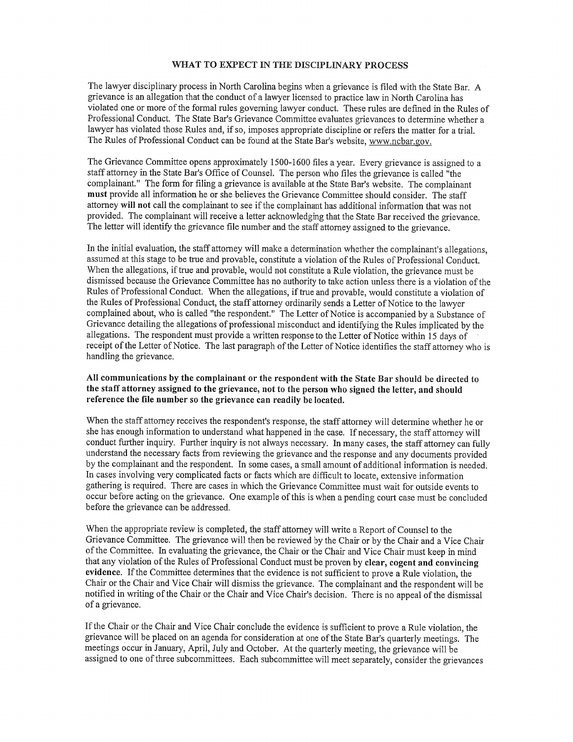## WHAT TO EXPECT IN THE DISCIPLINARY PROCESS

The lawyer disciplinary process in North Carolina begins when a grievance is filed with the State Bar. A grievance is an allegation that the conduct of a lawyer licensed to practice law in North Carolina has violated one or more of the formal rules governing lawyer conduct. These rules are defined in the Rules of Professional Conduct. The State Bar's Grievance Committee evaluates grievances to determine whether a lawyer has violated those Rules and, if so, imposes appropriate discipline or refers the matter for a trial. The Rules of Professional Conduct can be found at the State Bar's website, www.ncbar.gov.

The Grievance Committee opens approximately 1500-1600 files a year. Every grievance is assigned to a staff attorney in the State Bar's Office of Counsel. The person who files the grievance is called "the complainant." The form for filing a grievance is available at the State Bar's website. The complainant **must** provide all information he or she believes the Grievance Committee should consider. The staff attorney **will not** call the complainant to see if the complainant has additional information that was not provided. The complainant will receive a letter acknowledging that the State Bar received the grievance. The letter will identify the grievance file number and the staff attorney assigned to the grievance.

In the initial evaluation, the staff attorney will make a determination whether the complainant's allegations, assumed at this stage to be true and provable, constitute a violation of the Rules of Professional Conduct. When the allegations, if true and provable, would not constitute a Rule violation, the grievance must be dismissed because the Grievance Committee has no authority to take action unless there is a violation of the Rules of Professional Conduct. When the allegations, if true and provable, would constitute a violation of the Rules of Professional Conduct, the staff attorney ordinarily sends a Letter of Notice to the lawyer complained about, who is called "the respondent." The Letter of Notice is accompanied by a Substance of Grievance detailing the allegations of professional misconduct and identifying the Rules implicated by the allegations. The respondent must provide a written response to the Letter of Notice within 15 days of receipt of the Letter of Notice. The last paragraph of the Letter of Notice identifies the staff attorney who is handling the grievance.

**All communications by the complainant or the respondent with the State Bar should be directed to the staff attorney assigned to the grievance, not to the person who signed the letter, and should reference the file number so the grievance can readily be located.**

When the staff attorney receives the respondent's response, the staff attorney will determine whether he or she has enough information to understand what happened in the case. If necessary, the staff attorney will conduct further inquiry. Further inquiry is not always necessary. In many cases, the staff attorney can fully understand the necessary facts from reviewing the grievance and the response and any documents provided by the complainant and the respondent. In some cases, a small amount of additional information is needed. In cases involving very complicated facts or facts which are difficult to locate, extensive information gathering is required. There are cases in which the Grievance Committee must wait for outside events to occur before acting on the grievance. One example of this is when a pending court case must be concluded before the grievance can be addressed.

When the appropriate review is completed, the staff attorney will write a Report of Counsel to the Grievance Committee. The grievance will then be reviewed by the Chair or by the Chair and a Vice Chair of the Committee. In evaluating the grievance, the Chair or the Chair and Vice Chair must keep in mind that any violation of the Rules of Professional Conduct must be proven by **clear, cogent and convincing evidence**. If the Committee determines that the evidence is not sufficient to prove a Rule violation, the Chair or the Chair and Vice Chair will dismiss the grievance. The complainant and the respondent will be notified in writing of the Chair or the Chair and Vice Chair's decision. There is no appeal of the dismissal of a grievance.

If the Chair or the Chair and Vice Chair conclude the evidence is sufficient to prove a Rule violation, the grievance will be placed on an agenda for consideration at one of the State Bar's quarterly meetings. The meetings occur in January, April, July and October. At the quarterly meeting, the grievance will be assigned to one of three subcommittees. Each subcommittee will meet separately, consider the grievances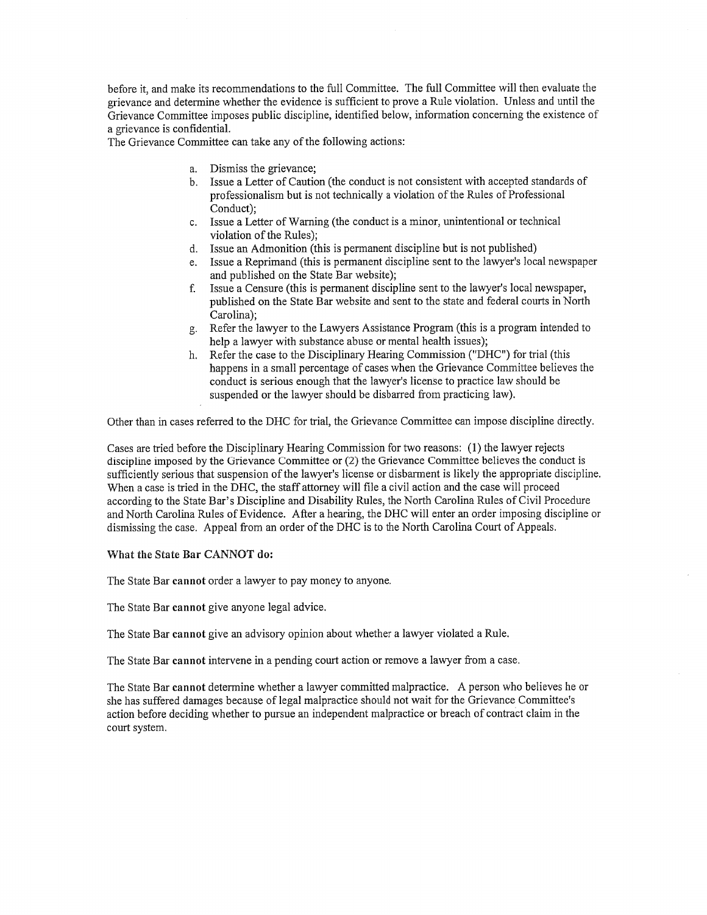before it, and make its recommendations to the full Committee. The full Committee will then evaluate the grievance and determine whether the evidence is sufficient to prove a Rule violation. Unless and until the Grievance Committee imposes public discipline, identified below, information concerning the existence of a grievance is confidential.

The Grievance Committee can take any of the following actions:

a. Dismiss the grievance;
b. Issue a Letter of Caution (the conduct is not consistent with accepted standards of professionalism but is not technically a violation of the Rules of Professional Conduct);
c. Issue a Letter of Warning (the conduct is a minor, unintentional or technical violation of the Rules);
d. Issue an Admonition (this is permanent discipline but is not published)
e. Issue a Reprimand (this is permanent discipline sent to the lawyer's local newspaper and published on the State Bar website);
f. Issue a Censure (this is permanent discipline sent to the lawyer's local newspaper, published on the State Bar website and sent to the state and federal courts in North Carolina);
g. Refer the lawyer to the Lawyers Assistance Program (this is a program intended to help a lawyer with substance abuse or mental health issues);
h. Refer the case to the Disciplinary Hearing Commission ("DHC") for trial (this happens in a small percentage of cases when the Grievance Committee believes the conduct is serious enough that the lawyer's license to practice law should be suspended or the lawyer should be disbarred from practicing law).

Other than in cases referred to the DHC for trial, the Grievance Committee can impose discipline directly.

Cases are tried before the Disciplinary Hearing Commission for two reasons: (1) the lawyer rejects discipline imposed by the Grievance Committee or (2) the Grievance Committee believes the conduct is sufficiently serious that suspension of the lawyer's license or disbarment is likely the appropriate discipline. When a case is tried in the DHC, the staff attorney will file a civil action and the case will proceed according to the State Bar's Discipline and Disability Rules, the North Carolina Rules of Civil Procedure and North Carolina Rules of Evidence. After a hearing, the DHC will enter an order imposing discipline or dismissing the case. Appeal from an order of the DHC is to the North Carolina Court of Appeals.

**What the State Bar CANNOT do:**

The State Bar **cannot** order a lawyer to pay money to anyone.

The State Bar **cannot** give anyone legal advice.

The State Bar **cannot** give an advisory opinion about whether a lawyer violated a Rule.

The State Bar **cannot** intervene in a pending court action or remove a lawyer from a case.

The State Bar **cannot** determine whether a lawyer committed malpractice. A person who believes he or she has suffered damages because of legal malpractice should not wait for the Grievance Committee's action before deciding whether to pursue an independent malpractice or breach of contract claim in the court system.